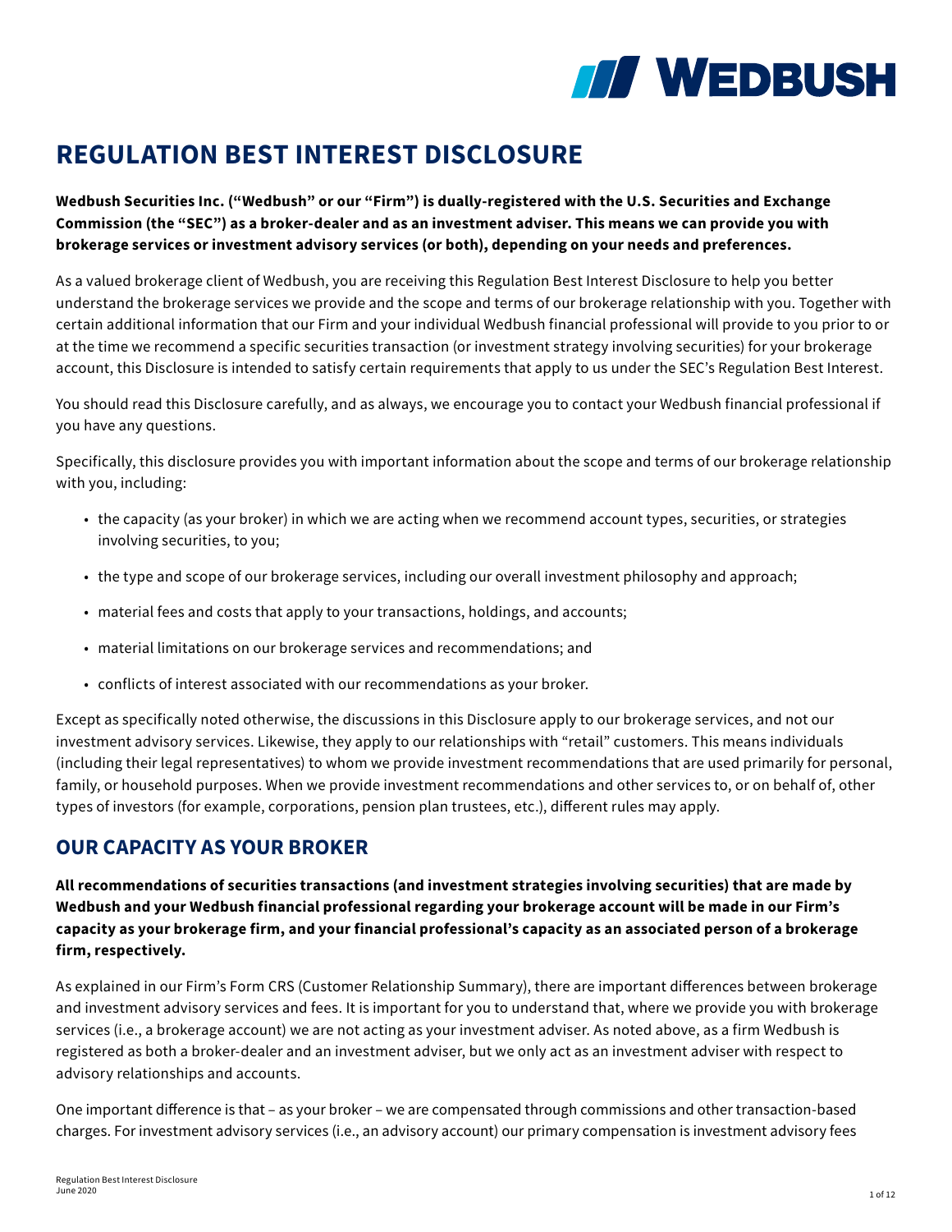# REGULATION BEST INTEREST DISCLOSURE

**Wedbush Securities Inc. ("Wedbush" or our "Firm") is dually-registered with the U.S. Securities and Exchange Commission (the "SEC") as a broker-dealer and as an investment adviser. This means we can provide you with brokerage services or investment advisory services (or both), depending on your needs and preferences.**

As a valued brokerage client of Wedbush, you are receiving this Regulation Best Interest Disclosure to help you better understand the brokerage services we provide and the scope and terms of our brokerage relationship with you. Together with certain additional information that our Firm and your individual Wedbush financial professional will provide to you prior to or at the time we recommend a specific securities transaction (or investment strategy involving securities) for your brokerage account, this Disclosure is intended to satisfy certain requirements that apply to us under the SEC's Regulation Best Interest.

You should read this Disclosure carefully, and as always, we encourage you to contact your Wedbush financial professional if you have any questions.

Specifically, this disclosure provides you with important information about the scope and terms of our brokerage relationship with you, including:

- the capacity (as your broker) in which we are acting when we recommend account types, securities, or strategies involving securities, to you;
- the type and scope of our brokerage services, including our overall investment philosophy and approach;
- material fees and costs that apply to your transactions, holdings, and accounts;
- material limitations on our brokerage services and recommendations; and
- conflicts of interest associated with our recommendations as your broker.

Except as specifically noted otherwise, the discussions in this Disclosure apply to our brokerage services, and not our investment advisory services. Likewise, they apply to our relationships with "retail" customers. This means individuals (including their legal representatives) to whom we provide investment recommendations that are used primarily for personal, family, or household purposes. When we provide investment recommendations and other services to, or on behalf of, other types of investors (for example, corporations, pension plan trustees, etc.), different rules may apply.

## OUR CAPACITY AS YOUR BROKER

**All recommendations of securities transactions (and investment strategies involving securities) that are made by Wedbush and your Wedbush financial professional regarding your brokerage account will be made in our Firm's capacity as your brokerage firm, and your financial professional's capacity as an associated person of a brokerage firm, respectively.**

As explained in our Firm's Form CRS (Customer Relationship Summary), there are important differences between brokerage and investment advisory services and fees. It is important for you to understand that, where we provide you with brokerage services (i.e., a brokerage account) we are not acting as your investment adviser. As noted above, as a firm Wedbush is registered as both a broker-dealer and an investment adviser, but we only act as an investment adviser with respect to advisory relationships and accounts.

One important difference is that – as your broker – we are compensated through commissions and other transaction-based charges. For investment advisory services (i.e., an advisory account) our primary compensation is investment advisory fees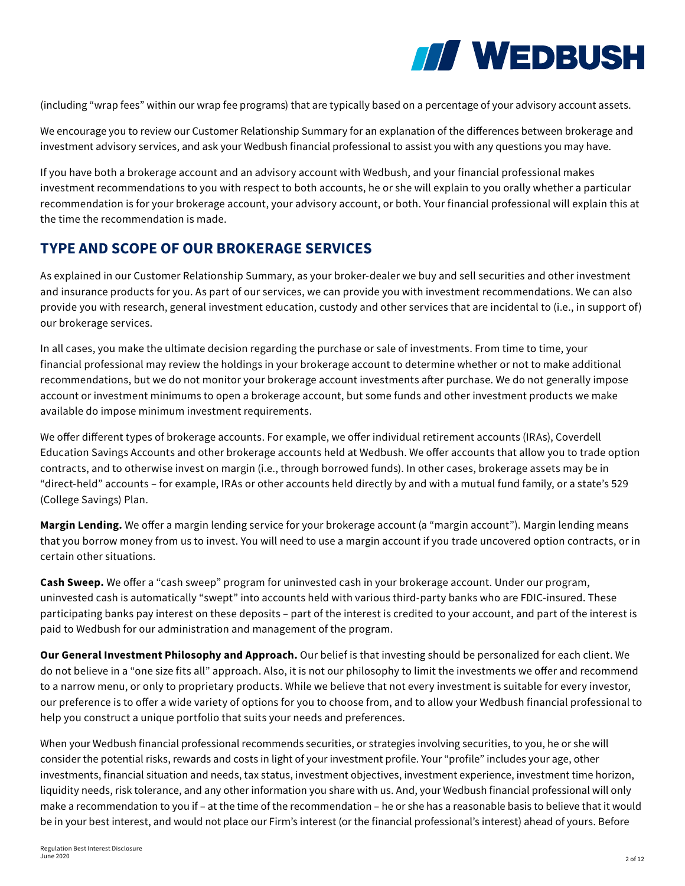(including "wrap fees" within our wrap fee programs) that are typically based on a percentage of your advisory account assets.

We encourage you to review our Customer Relationship Summary for an explanation of the differences between brokerage and investment advisory services, and ask your Wedbush financial professional to assist you with any questions you may have.

If you have both a brokerage account and an advisory account with Wedbush, and your financial professional makes investment recommendations to you with respect to both accounts, he or she will explain to you orally whether a particular recommendation is for your brokerage account, your advisory account, or both. Your financial professional will explain this at the time the recommendation is made.

## TYPE AND SCOPE OF OUR BROKERAGE SERVICES

As explained in our Customer Relationship Summary, as your broker-dealer we buy and sell securities and other investment and insurance products for you. As part of our services, we can provide you with investment recommendations. We can also provide you with research, general investment education, custody and other services that are incidental to (i.e., in support of) our brokerage services.

In all cases, you make the ultimate decision regarding the purchase or sale of investments. From time to time, your financial professional may review the holdings in your brokerage account to determine whether or not to make additional recommendations, but we do not monitor your brokerage account investments after purchase. We do not generally impose account or investment minimums to open a brokerage account, but some funds and other investment products we make available do impose minimum investment requirements.

We offer different types of brokerage accounts. For example, we offer individual retirement accounts (IRAs), Coverdell Education Savings Accounts and other brokerage accounts held at Wedbush. We offer accounts that allow you to trade option contracts, and to otherwise invest on margin (i.e., through borrowed funds). In other cases, brokerage assets may be in "direct-held" accounts – for example, IRAs or other accounts held directly by and with a mutual fund family, or a state's 529 (College Savings) Plan.

**Margin Lending.** We offer a margin lending service for your brokerage account (a "margin account"). Margin lending means that you borrow money from us to invest. You will need to use a margin account if you trade uncovered option contracts, or in certain other situations.

**Cash Sweep.** We offer a "cash sweep" program for uninvested cash in your brokerage account. Under our program, uninvested cash is automatically "swept" into accounts held with various third-party banks who are FDIC-insured. These participating banks pay interest on these deposits – part of the interest is credited to your account, and part of the interest is paid to Wedbush for our administration and management of the program.

**Our General Investment Philosophy and Approach.** Our belief is that investing should be personalized for each client. We do not believe in a "one size fits all" approach. Also, it is not our philosophy to limit the investments we offer and recommend to a narrow menu, or only to proprietary products. While we believe that not every investment is suitable for every investor, our preference is to offer a wide variety of options for you to choose from, and to allow your Wedbush financial professional to help you construct a unique portfolio that suits your needs and preferences.

When your Wedbush financial professional recommends securities, or strategies involving securities, to you, he or she will consider the potential risks, rewards and costs in light of your investment profile. Your "profile" includes your age, other investments, financial situation and needs, tax status, investment objectives, investment experience, investment time horizon, liquidity needs, risk tolerance, and any other information you share with us. And, your Wedbush financial professional will only make a recommendation to you if – at the time of the recommendation – he or she has a reasonable basis to believe that it would be in your best interest, and would not place our Firm's interest (or the financial professional's interest) ahead of yours. Before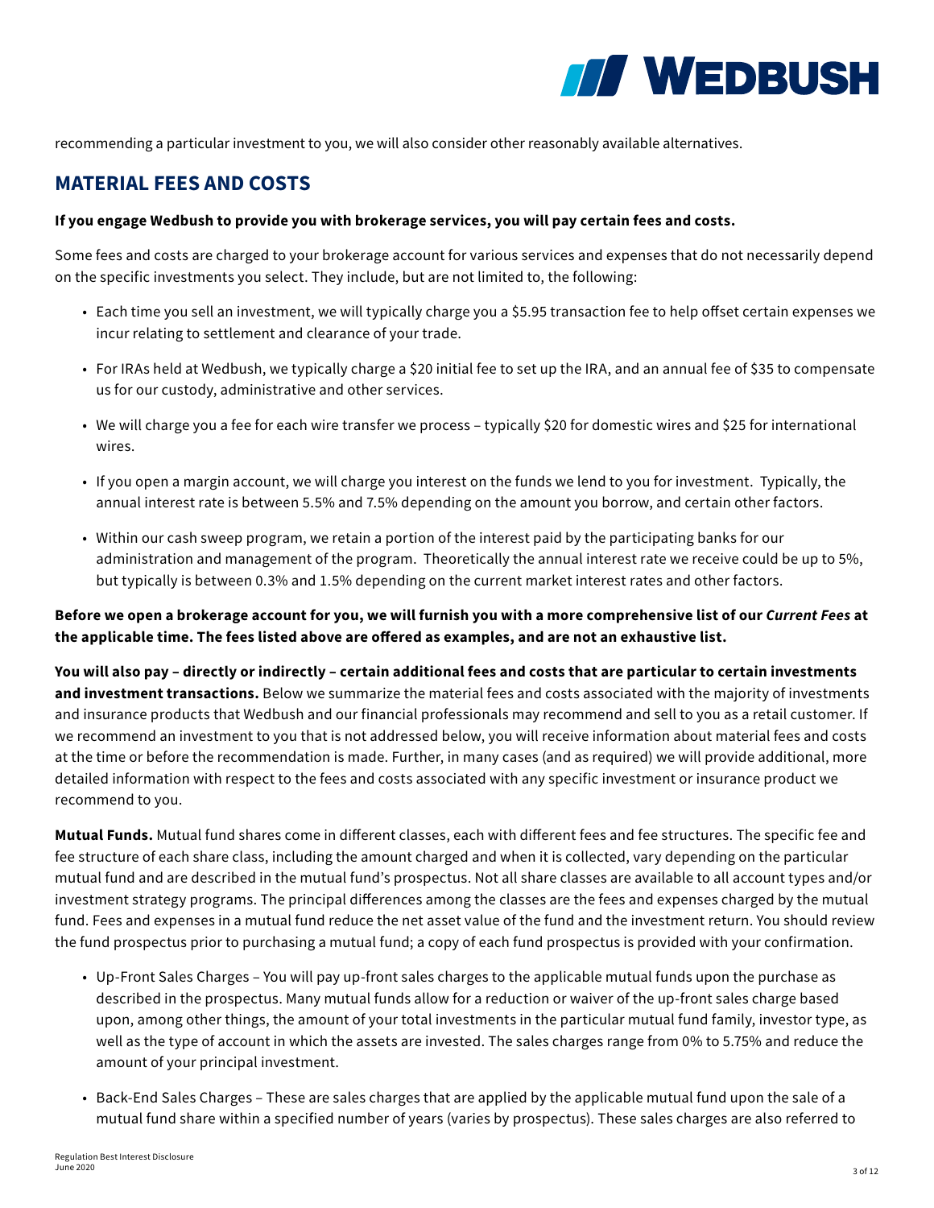recommending a particular investment to you, we will also consider other reasonably available alternatives.

## MATERIAL FEES AND COSTS

**If you engage Wedbush to provide you with brokerage services, you will pay certain fees and costs.**

Some fees and costs are charged to your brokerage account for various services and expenses that do not necessarily depend on the specific investments you select. They include, but are not limited to, the following:

- Each time you sell an investment, we will typically charge you a $5.95 transaction fee to help offset certain expenses we incur relating to settlement and clearance of your trade.
- For IRAs held at Wedbush, we typically charge a $20 initial fee to set up the IRA, and an annual fee of $35 to compensate us for our custody, administrative and other services.
- We will charge you a fee for each wire transfer we process – typically $20 for domestic wires and $25 for international wires.
- If you open a margin account, we will charge you interest on the funds we lend to you for investment. Typically, the annual interest rate is between 5.5% and 7.5% depending on the amount you borrow, and certain other factors.
- Within our cash sweep program, we retain a portion of the interest paid by the participating banks for our administration and management of the program. Theoretically the annual interest rate we receive could be up to 5%, but typically is between 0.3% and 1.5% depending on the current market interest rates and other factors.

**Before we open a brokerage account for you, we will furnish you with a more comprehensive list of our *Current Fees* at the applicable time. The fees listed above are offered as examples, and are not an exhaustive list.**

**You will also pay – directly or indirectly – certain additional fees and costs that are particular to certain investments and investment transactions.** Below we summarize the material fees and costs associated with the majority of investments and insurance products that Wedbush and our financial professionals may recommend and sell to you as a retail customer. If we recommend an investment to you that is not addressed below, you will receive information about material fees and costs at the time or before the recommendation is made. Further, in many cases (and as required) we will provide additional, more detailed information with respect to the fees and costs associated with any specific investment or insurance product we recommend to you.

**Mutual Funds.** Mutual fund shares come in different classes, each with different fees and fee structures. The specific fee and fee structure of each share class, including the amount charged and when it is collected, vary depending on the particular mutual fund and are described in the mutual fund's prospectus. Not all share classes are available to all account types and/or investment strategy programs. The principal differences among the classes are the fees and expenses charged by the mutual fund. Fees and expenses in a mutual fund reduce the net asset value of the fund and the investment return. You should review the fund prospectus prior to purchasing a mutual fund; a copy of each fund prospectus is provided with your confirmation.

- Up-Front Sales Charges – You will pay up-front sales charges to the applicable mutual funds upon the purchase as described in the prospectus. Many mutual funds allow for a reduction or waiver of the up-front sales charge based upon, among other things, the amount of your total investments in the particular mutual fund family, investor type, as well as the type of account in which the assets are invested. The sales charges range from 0% to 5.75% and reduce the amount of your principal investment.
- Back-End Sales Charges – These are sales charges that are applied by the applicable mutual fund upon the sale of a mutual fund share within a specified number of years (varies by prospectus). These sales charges are also referred to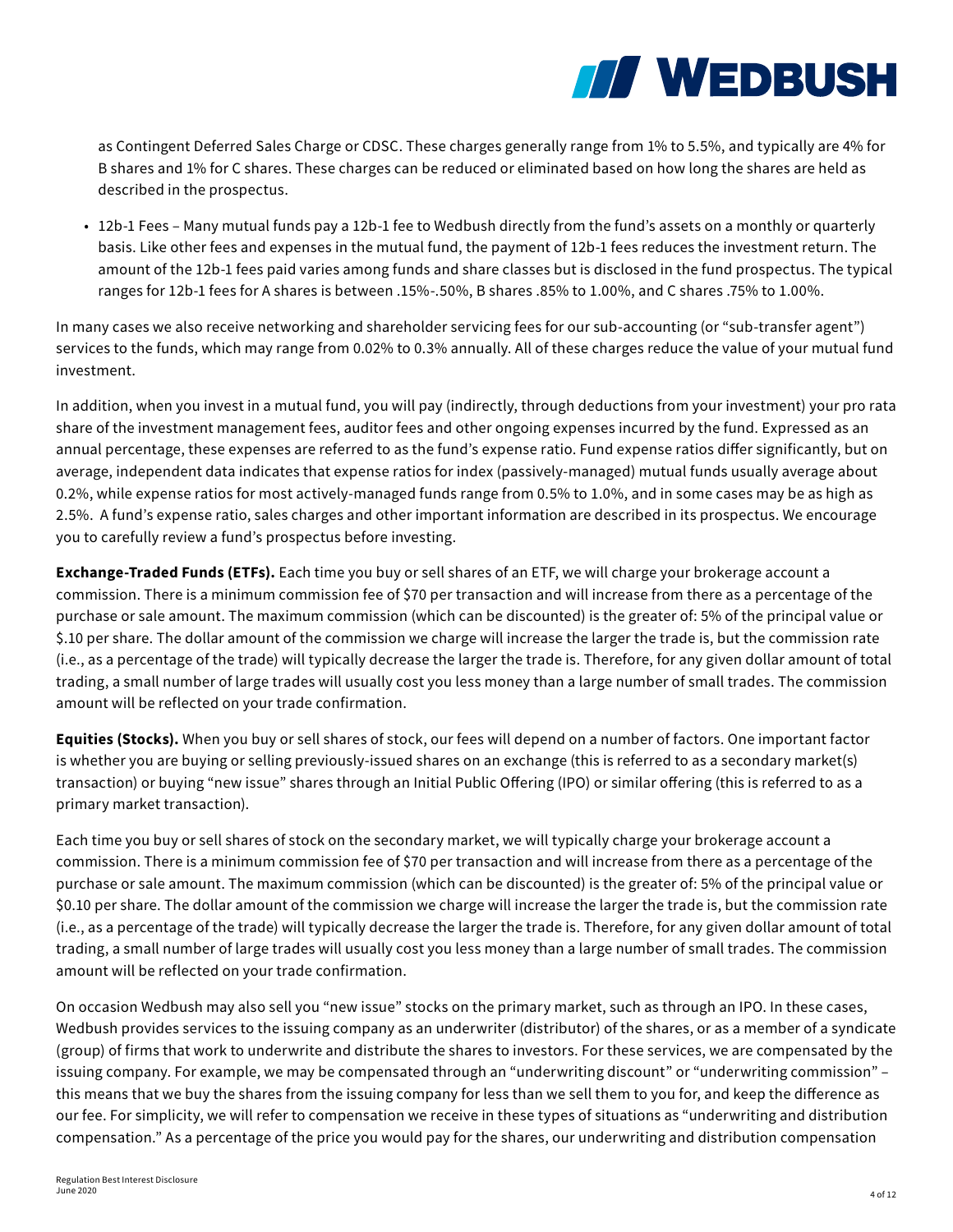as Contingent Deferred Sales Charge or CDSC. These charges generally range from 1% to 5.5%, and typically are 4% for B shares and 1% for C shares. These charges can be reduced or eliminated based on how long the shares are held as described in the prospectus.

- 12b-1 Fees – Many mutual funds pay a 12b-1 fee to Wedbush directly from the fund's assets on a monthly or quarterly basis. Like other fees and expenses in the mutual fund, the payment of 12b-1 fees reduces the investment return. The amount of the 12b-1 fees paid varies among funds and share classes but is disclosed in the fund prospectus. The typical ranges for 12b-1 fees for A shares is between .15%-.50%, B shares .85% to 1.00%, and C shares .75% to 1.00%.

In many cases we also receive networking and shareholder servicing fees for our sub-accounting (or "sub-transfer agent") services to the funds, which may range from 0.02% to 0.3% annually. All of these charges reduce the value of your mutual fund investment.

In addition, when you invest in a mutual fund, you will pay (indirectly, through deductions from your investment) your pro rata share of the investment management fees, auditor fees and other ongoing expenses incurred by the fund. Expressed as an annual percentage, these expenses are referred to as the fund's expense ratio. Fund expense ratios differ significantly, but on average, independent data indicates that expense ratios for index (passively-managed) mutual funds usually average about 0.2%, while expense ratios for most actively-managed funds range from 0.5% to 1.0%, and in some cases may be as high as 2.5%. A fund's expense ratio, sales charges and other important information are described in its prospectus. We encourage you to carefully review a fund's prospectus before investing.

**Exchange-Traded Funds (ETFs).** Each time you buy or sell shares of an ETF, we will charge your brokerage account a commission. There is a minimum commission fee of $70 per transaction and will increase from there as a percentage of the purchase or sale amount. The maximum commission (which can be discounted) is the greater of: 5% of the principal value or $.10 per share. The dollar amount of the commission we charge will increase the larger the trade is, but the commission rate (i.e., as a percentage of the trade) will typically decrease the larger the trade is. Therefore, for any given dollar amount of total trading, a small number of large trades will usually cost you less money than a large number of small trades. The commission amount will be reflected on your trade confirmation.

**Equities (Stocks).** When you buy or sell shares of stock, our fees will depend on a number of factors. One important factor is whether you are buying or selling previously-issued shares on an exchange (this is referred to as a secondary market(s) transaction) or buying "new issue" shares through an Initial Public Offering (IPO) or similar offering (this is referred to as a primary market transaction).

Each time you buy or sell shares of stock on the secondary market, we will typically charge your brokerage account a commission. There is a minimum commission fee of $70 per transaction and will increase from there as a percentage of the purchase or sale amount. The maximum commission (which can be discounted) is the greater of: 5% of the principal value or $0.10 per share. The dollar amount of the commission we charge will increase the larger the trade is, but the commission rate (i.e., as a percentage of the trade) will typically decrease the larger the trade is. Therefore, for any given dollar amount of total trading, a small number of large trades will usually cost you less money than a large number of small trades. The commission amount will be reflected on your trade confirmation.

On occasion Wedbush may also sell you "new issue" stocks on the primary market, such as through an IPO. In these cases, Wedbush provides services to the issuing company as an underwriter (distributor) of the shares, or as a member of a syndicate (group) of firms that work to underwrite and distribute the shares to investors. For these services, we are compensated by the issuing company. For example, we may be compensated through an "underwriting discount" or "underwriting commission" – this means that we buy the shares from the issuing company for less than we sell them to you for, and keep the difference as our fee. For simplicity, we will refer to compensation we receive in these types of situations as "underwriting and distribution compensation." As a percentage of the price you would pay for the shares, our underwriting and distribution compensation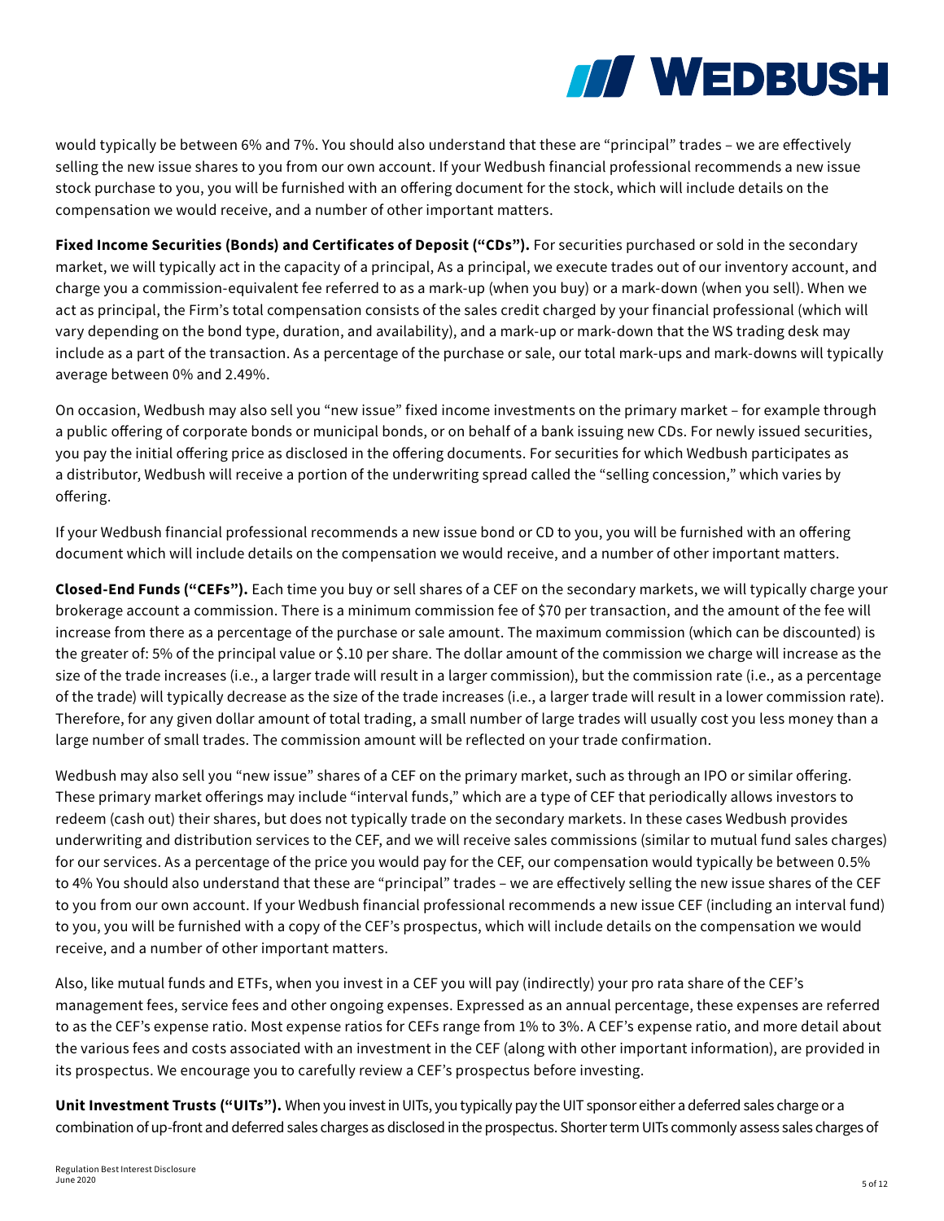would typically be between 6% and 7%. You should also understand that these are "principal" trades – we are effectively selling the new issue shares to you from our own account. If your Wedbush financial professional recommends a new issue stock purchase to you, you will be furnished with an offering document for the stock, which will include details on the compensation we would receive, and a number of other important matters.

**Fixed Income Securities (Bonds) and Certificates of Deposit ("CDs").** For securities purchased or sold in the secondary market, we will typically act in the capacity of a principal, As a principal, we execute trades out of our inventory account, and charge you a commission-equivalent fee referred to as a mark-up (when you buy) or a mark-down (when you sell). When we act as principal, the Firm's total compensation consists of the sales credit charged by your financial professional (which will vary depending on the bond type, duration, and availability), and a mark-up or mark-down that the WS trading desk may include as a part of the transaction. As a percentage of the purchase or sale, our total mark-ups and mark-downs will typically average between 0% and 2.49%.

On occasion, Wedbush may also sell you "new issue" fixed income investments on the primary market – for example through a public offering of corporate bonds or municipal bonds, or on behalf of a bank issuing new CDs. For newly issued securities, you pay the initial offering price as disclosed in the offering documents. For securities for which Wedbush participates as a distributor, Wedbush will receive a portion of the underwriting spread called the "selling concession," which varies by offering.

If your Wedbush financial professional recommends a new issue bond or CD to you, you will be furnished with an offering document which will include details on the compensation we would receive, and a number of other important matters.

**Closed-End Funds ("CEFs").** Each time you buy or sell shares of a CEF on the secondary markets, we will typically charge your brokerage account a commission. There is a minimum commission fee of $70 per transaction, and the amount of the fee will increase from there as a percentage of the purchase or sale amount. The maximum commission (which can be discounted) is the greater of: 5% of the principal value or $.10 per share. The dollar amount of the commission we charge will increase as the size of the trade increases (i.e., a larger trade will result in a larger commission), but the commission rate (i.e., as a percentage of the trade) will typically decrease as the size of the trade increases (i.e., a larger trade will result in a lower commission rate). Therefore, for any given dollar amount of total trading, a small number of large trades will usually cost you less money than a large number of small trades. The commission amount will be reflected on your trade confirmation.

Wedbush may also sell you "new issue" shares of a CEF on the primary market, such as through an IPO or similar offering. These primary market offerings may include "interval funds," which are a type of CEF that periodically allows investors to redeem (cash out) their shares, but does not typically trade on the secondary markets. In these cases Wedbush provides underwriting and distribution services to the CEF, and we will receive sales commissions (similar to mutual fund sales charges) for our services. As a percentage of the price you would pay for the CEF, our compensation would typically be between 0.5% to 4% You should also understand that these are "principal" trades – we are effectively selling the new issue shares of the CEF to you from our own account. If your Wedbush financial professional recommends a new issue CEF (including an interval fund) to you, you will be furnished with a copy of the CEF's prospectus, which will include details on the compensation we would receive, and a number of other important matters.

Also, like mutual funds and ETFs, when you invest in a CEF you will pay (indirectly) your pro rata share of the CEF's management fees, service fees and other ongoing expenses. Expressed as an annual percentage, these expenses are referred to as the CEF's expense ratio. Most expense ratios for CEFs range from 1% to 3%. A CEF's expense ratio, and more detail about the various fees and costs associated with an investment in the CEF (along with other important information), are provided in its prospectus. We encourage you to carefully review a CEF's prospectus before investing.

**Unit Investment Trusts ("UITs").** When you invest in UITs, you typically pay the UIT sponsor either a deferred sales charge or a combination of up-front and deferred sales charges as disclosed in the prospectus. Shorter term UITs commonly assess sales charges of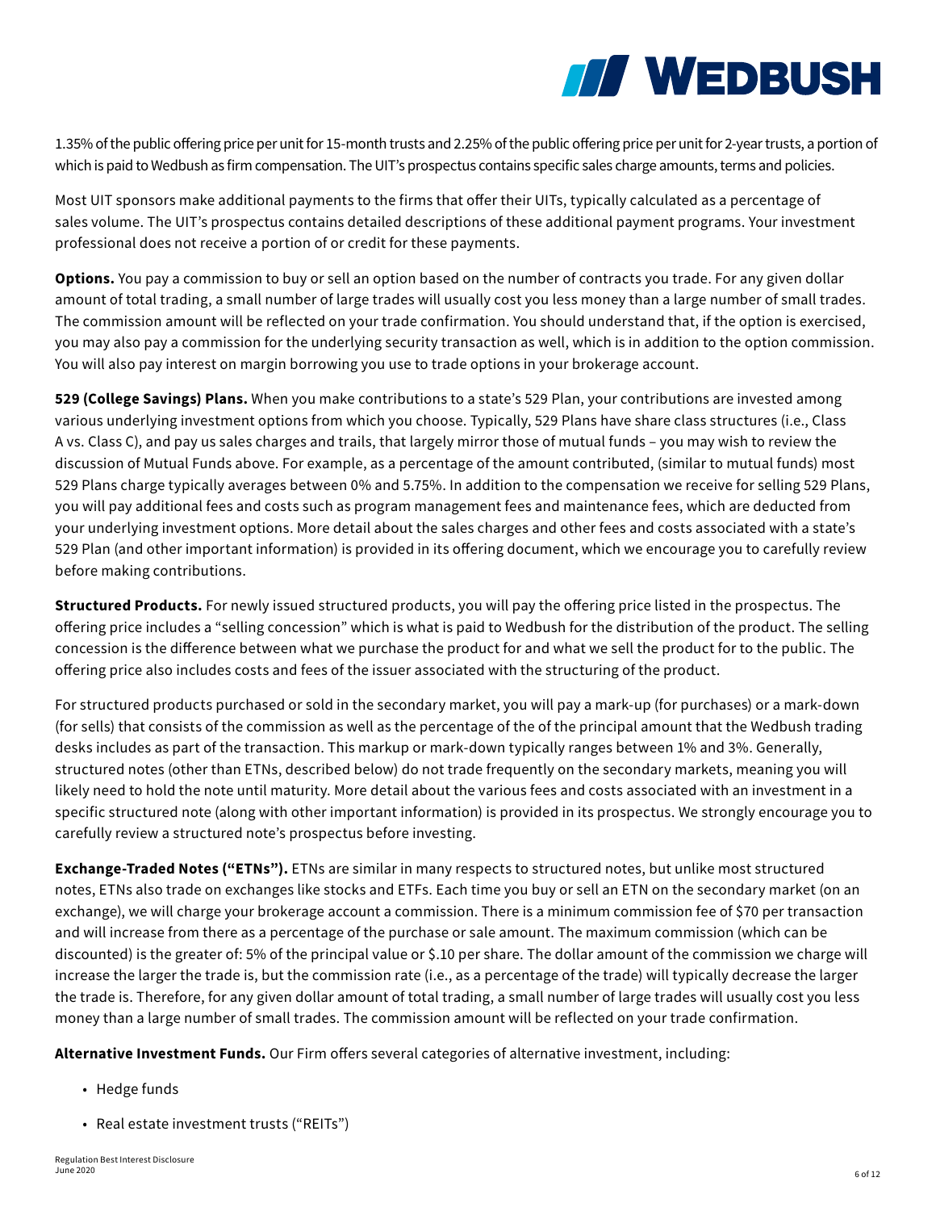1.35% of the public offering price per unit for 15-month trusts and 2.25% of the public offering price per unit for 2-year trusts, a portion of which is paid to Wedbush as firm compensation. The UIT's prospectus contains specific sales charge amounts, terms and policies.

Most UIT sponsors make additional payments to the firms that offer their UITs, typically calculated as a percentage of sales volume. The UIT's prospectus contains detailed descriptions of these additional payment programs. Your investment professional does not receive a portion of or credit for these payments.

**Options.** You pay a commission to buy or sell an option based on the number of contracts you trade. For any given dollar amount of total trading, a small number of large trades will usually cost you less money than a large number of small trades. The commission amount will be reflected on your trade confirmation. You should understand that, if the option is exercised, you may also pay a commission for the underlying security transaction as well, which is in addition to the option commission. You will also pay interest on margin borrowing you use to trade options in your brokerage account.

**529 (College Savings) Plans.** When you make contributions to a state's 529 Plan, your contributions are invested among various underlying investment options from which you choose. Typically, 529 Plans have share class structures (i.e., Class A vs. Class C), and pay us sales charges and trails, that largely mirror those of mutual funds – you may wish to review the discussion of Mutual Funds above. For example, as a percentage of the amount contributed, (similar to mutual funds) most 529 Plans charge typically averages between 0% and 5.75%. In addition to the compensation we receive for selling 529 Plans, you will pay additional fees and costs such as program management fees and maintenance fees, which are deducted from your underlying investment options. More detail about the sales charges and other fees and costs associated with a state's 529 Plan (and other important information) is provided in its offering document, which we encourage you to carefully review before making contributions.

**Structured Products.** For newly issued structured products, you will pay the offering price listed in the prospectus. The offering price includes a "selling concession" which is what is paid to Wedbush for the distribution of the product. The selling concession is the difference between what we purchase the product for and what we sell the product for to the public. The offering price also includes costs and fees of the issuer associated with the structuring of the product.

For structured products purchased or sold in the secondary market, you will pay a mark-up (for purchases) or a mark-down (for sells) that consists of the commission as well as the percentage of the of the principal amount that the Wedbush trading desks includes as part of the transaction. This markup or mark-down typically ranges between 1% and 3%. Generally, structured notes (other than ETNs, described below) do not trade frequently on the secondary markets, meaning you will likely need to hold the note until maturity. More detail about the various fees and costs associated with an investment in a specific structured note (along with other important information) is provided in its prospectus. We strongly encourage you to carefully review a structured note's prospectus before investing.

**Exchange-Traded Notes ("ETNs").** ETNs are similar in many respects to structured notes, but unlike most structured notes, ETNs also trade on exchanges like stocks and ETFs. Each time you buy or sell an ETN on the secondary market (on an exchange), we will charge your brokerage account a commission. There is a minimum commission fee of $70 per transaction and will increase from there as a percentage of the purchase or sale amount. The maximum commission (which can be discounted) is the greater of: 5% of the principal value or $.10 per share. The dollar amount of the commission we charge will increase the larger the trade is, but the commission rate (i.e., as a percentage of the trade) will typically decrease the larger the trade is. Therefore, for any given dollar amount of total trading, a small number of large trades will usually cost you less money than a large number of small trades. The commission amount will be reflected on your trade confirmation.

**Alternative Investment Funds.** Our Firm offers several categories of alternative investment, including:

- Hedge funds
- Real estate investment trusts ("REITs")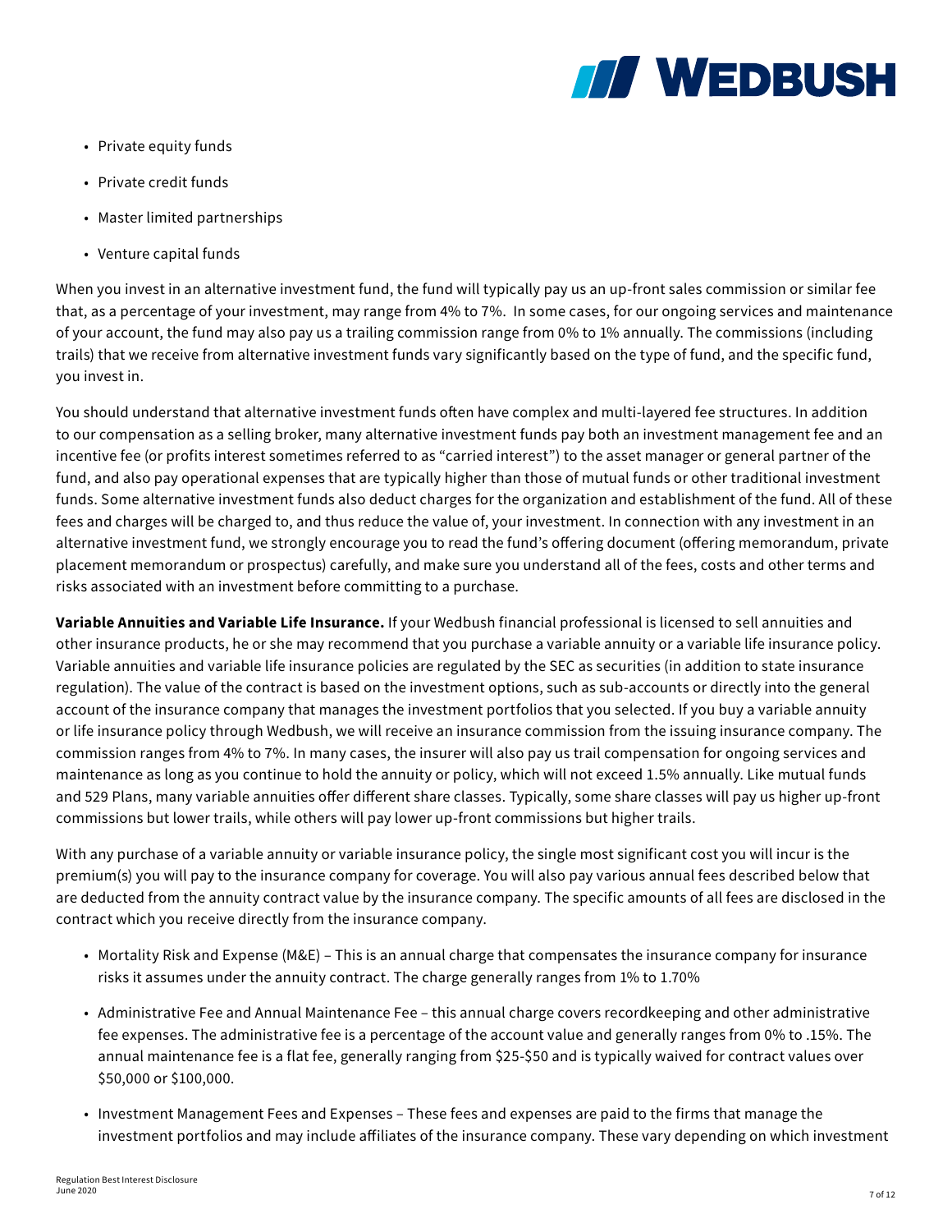- Private equity funds
- Private credit funds
- Master limited partnerships
- Venture capital funds

When you invest in an alternative investment fund, the fund will typically pay us an up-front sales commission or similar fee that, as a percentage of your investment, may range from 4% to 7%. In some cases, for our ongoing services and maintenance of your account, the fund may also pay us a trailing commission range from 0% to 1% annually. The commissions (including trails) that we receive from alternative investment funds vary significantly based on the type of fund, and the specific fund, you invest in.

You should understand that alternative investment funds often have complex and multi-layered fee structures. In addition to our compensation as a selling broker, many alternative investment funds pay both an investment management fee and an incentive fee (or profits interest sometimes referred to as "carried interest") to the asset manager or general partner of the fund, and also pay operational expenses that are typically higher than those of mutual funds or other traditional investment funds. Some alternative investment funds also deduct charges for the organization and establishment of the fund. All of these fees and charges will be charged to, and thus reduce the value of, your investment. In connection with any investment in an alternative investment fund, we strongly encourage you to read the fund's offering document (offering memorandum, private placement memorandum or prospectus) carefully, and make sure you understand all of the fees, costs and other terms and risks associated with an investment before committing to a purchase.

**Variable Annuities and Variable Life Insurance.** If your Wedbush financial professional is licensed to sell annuities and other insurance products, he or she may recommend that you purchase a variable annuity or a variable life insurance policy. Variable annuities and variable life insurance policies are regulated by the SEC as securities (in addition to state insurance regulation). The value of the contract is based on the investment options, such as sub-accounts or directly into the general account of the insurance company that manages the investment portfolios that you selected. If you buy a variable annuity or life insurance policy through Wedbush, we will receive an insurance commission from the issuing insurance company. The commission ranges from 4% to 7%. In many cases, the insurer will also pay us trail compensation for ongoing services and maintenance as long as you continue to hold the annuity or policy, which will not exceed 1.5% annually. Like mutual funds and 529 Plans, many variable annuities offer different share classes. Typically, some share classes will pay us higher up-front commissions but lower trails, while others will pay lower up-front commissions but higher trails.

With any purchase of a variable annuity or variable insurance policy, the single most significant cost you will incur is the premium(s) you will pay to the insurance company for coverage. You will also pay various annual fees described below that are deducted from the annuity contract value by the insurance company. The specific amounts of all fees are disclosed in the contract which you receive directly from the insurance company.

- Mortality Risk and Expense (M&E) – This is an annual charge that compensates the insurance company for insurance risks it assumes under the annuity contract. The charge generally ranges from 1% to 1.70%
- Administrative Fee and Annual Maintenance Fee – this annual charge covers recordkeeping and other administrative fee expenses. The administrative fee is a percentage of the account value and generally ranges from 0% to .15%. The annual maintenance fee is a flat fee, generally ranging from $25-$50 and is typically waived for contract values over $50,000 or $100,000.
- Investment Management Fees and Expenses – These fees and expenses are paid to the firms that manage the investment portfolios and may include affiliates of the insurance company. These vary depending on which investment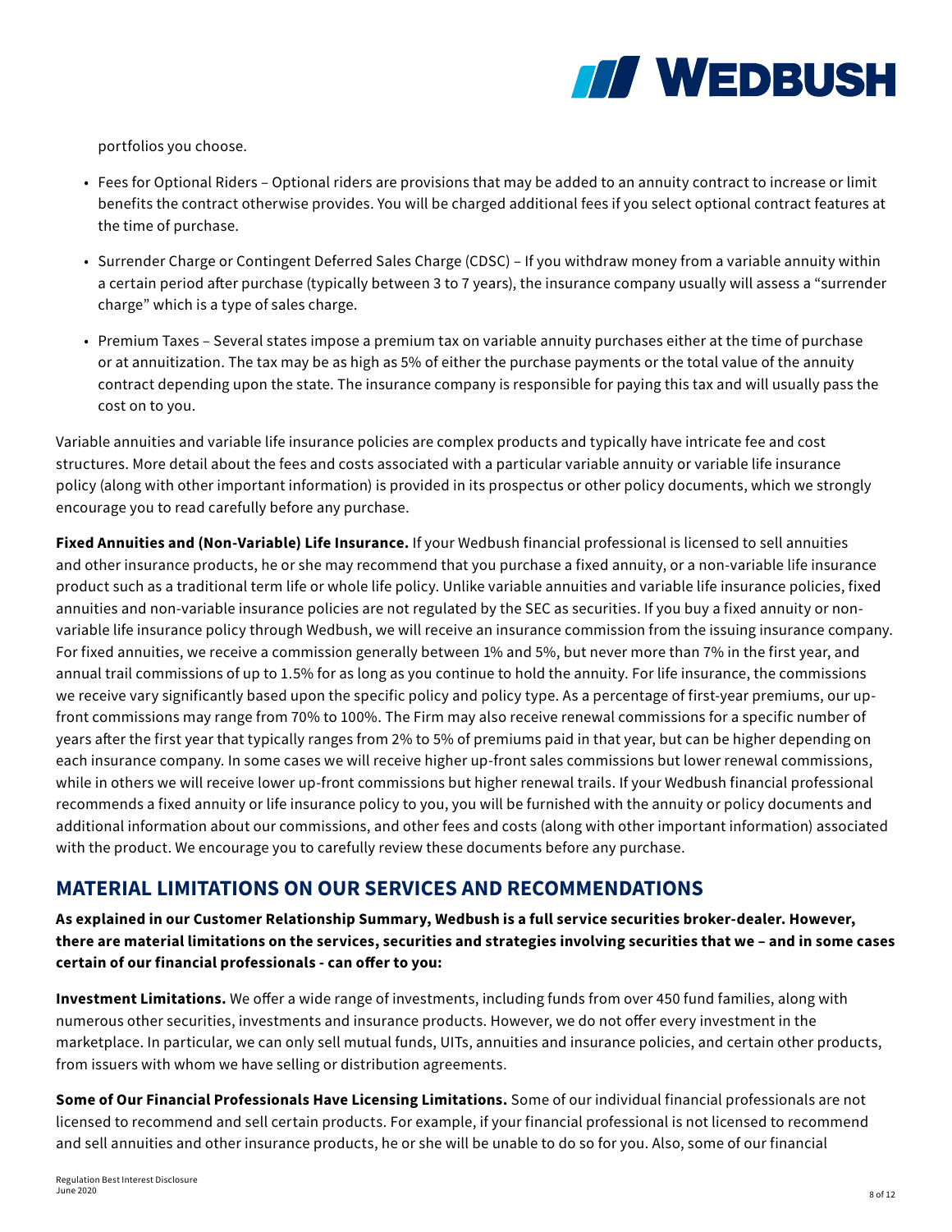portfolios you choose.

- Fees for Optional Riders – Optional riders are provisions that may be added to an annuity contract to increase or limit benefits the contract otherwise provides. You will be charged additional fees if you select optional contract features at the time of purchase.
- Surrender Charge or Contingent Deferred Sales Charge (CDSC) – If you withdraw money from a variable annuity within a certain period after purchase (typically between 3 to 7 years), the insurance company usually will assess a "surrender charge" which is a type of sales charge.
- Premium Taxes – Several states impose a premium tax on variable annuity purchases either at the time of purchase or at annuitization. The tax may be as high as 5% of either the purchase payments or the total value of the annuity contract depending upon the state. The insurance company is responsible for paying this tax and will usually pass the cost on to you.

Variable annuities and variable life insurance policies are complex products and typically have intricate fee and cost structures. More detail about the fees and costs associated with a particular variable annuity or variable life insurance policy (along with other important information) is provided in its prospectus or other policy documents, which we strongly encourage you to read carefully before any purchase.

**Fixed Annuities and (Non-Variable) Life Insurance.** If your Wedbush financial professional is licensed to sell annuities and other insurance products, he or she may recommend that you purchase a fixed annuity, or a non-variable life insurance product such as a traditional term life or whole life policy. Unlike variable annuities and variable life insurance policies, fixed annuities and non-variable insurance policies are not regulated by the SEC as securities. If you buy a fixed annuity or non-variable life insurance policy through Wedbush, we will receive an insurance commission from the issuing insurance company. For fixed annuities, we receive a commission generally between 1% and 5%, but never more than 7% in the first year, and annual trail commissions of up to 1.5% for as long as you continue to hold the annuity. For life insurance, the commissions we receive vary significantly based upon the specific policy and policy type. As a percentage of first-year premiums, our up-front commissions may range from 70% to 100%. The Firm may also receive renewal commissions for a specific number of years after the first year that typically ranges from 2% to 5% of premiums paid in that year, but can be higher depending on each insurance company. In some cases we will receive higher up-front sales commissions but lower renewal commissions, while in others we will receive lower up-front commissions but higher renewal trails. If your Wedbush financial professional recommends a fixed annuity or life insurance policy to you, you will be furnished with the annuity or policy documents and additional information about our commissions, and other fees and costs (along with other important information) associated with the product. We encourage you to carefully review these documents before any purchase.

## MATERIAL LIMITATIONS ON OUR SERVICES AND RECOMMENDATIONS

**As explained in our Customer Relationship Summary, Wedbush is a full service securities broker-dealer. However, there are material limitations on the services, securities and strategies involving securities that we – and in some cases certain of our financial professionals - can offer to you:**

**Investment Limitations.** We offer a wide range of investments, including funds from over 450 fund families, along with numerous other securities, investments and insurance products. However, we do not offer every investment in the marketplace. In particular, we can only sell mutual funds, UITs, annuities and insurance policies, and certain other products, from issuers with whom we have selling or distribution agreements.

**Some of Our Financial Professionals Have Licensing Limitations.** Some of our individual financial professionals are not licensed to recommend and sell certain products. For example, if your financial professional is not licensed to recommend and sell annuities and other insurance products, he or she will be unable to do so for you. Also, some of our financial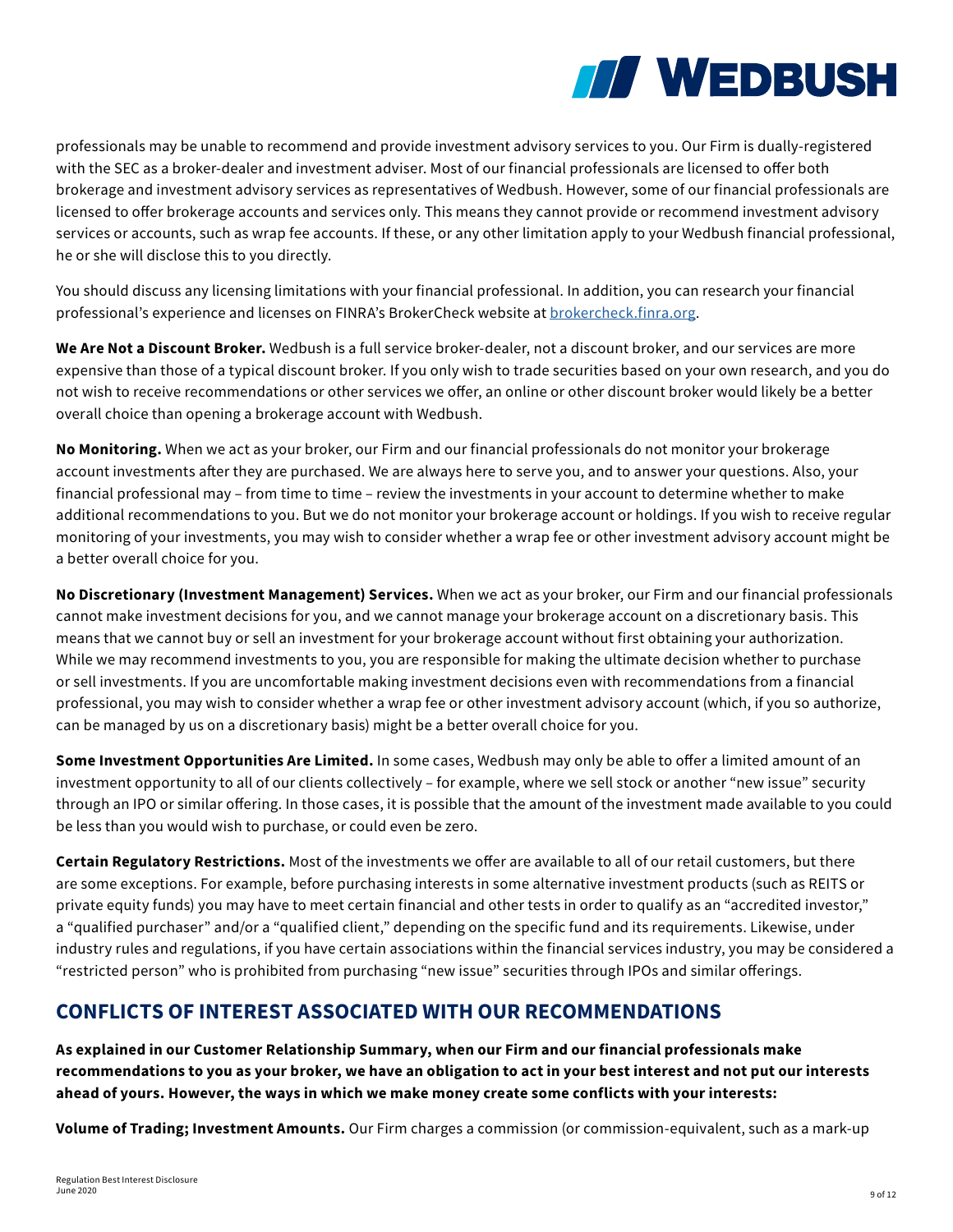professionals may be unable to recommend and provide investment advisory services to you. Our Firm is dually-registered with the SEC as a broker-dealer and investment adviser. Most of our financial professionals are licensed to offer both brokerage and investment advisory services as representatives of Wedbush. However, some of our financial professionals are licensed to offer brokerage accounts and services only. This means they cannot provide or recommend investment advisory services or accounts, such as wrap fee accounts. If these, or any other limitation apply to your Wedbush financial professional, he or she will disclose this to you directly.

You should discuss any licensing limitations with your financial professional. In addition, you can research your financial professional's experience and licenses on FINRA's BrokerCheck website at [brokercheck.finra.org](https://brokercheck.finra.org).

**We Are Not a Discount Broker.** Wedbush is a full service broker-dealer, not a discount broker, and our services are more expensive than those of a typical discount broker. If you only wish to trade securities based on your own research, and you do not wish to receive recommendations or other services we offer, an online or other discount broker would likely be a better overall choice than opening a brokerage account with Wedbush.

**No Monitoring.** When we act as your broker, our Firm and our financial professionals do not monitor your brokerage account investments after they are purchased. We are always here to serve you, and to answer your questions. Also, your financial professional may – from time to time – review the investments in your account to determine whether to make additional recommendations to you. But we do not monitor your brokerage account or holdings. If you wish to receive regular monitoring of your investments, you may wish to consider whether a wrap fee or other investment advisory account might be a better overall choice for you.

**No Discretionary (Investment Management) Services.** When we act as your broker, our Firm and our financial professionals cannot make investment decisions for you, and we cannot manage your brokerage account on a discretionary basis. This means that we cannot buy or sell an investment for your brokerage account without first obtaining your authorization. While we may recommend investments to you, you are responsible for making the ultimate decision whether to purchase or sell investments. If you are uncomfortable making investment decisions even with recommendations from a financial professional, you may wish to consider whether a wrap fee or other investment advisory account (which, if you so authorize, can be managed by us on a discretionary basis) might be a better overall choice for you.

**Some Investment Opportunities Are Limited.** In some cases, Wedbush may only be able to offer a limited amount of an investment opportunity to all of our clients collectively – for example, where we sell stock or another "new issue" security through an IPO or similar offering. In those cases, it is possible that the amount of the investment made available to you could be less than you would wish to purchase, or could even be zero.

**Certain Regulatory Restrictions.** Most of the investments we offer are available to all of our retail customers, but there are some exceptions. For example, before purchasing interests in some alternative investment products (such as REITS or private equity funds) you may have to meet certain financial and other tests in order to qualify as an "accredited investor," a "qualified purchaser" and/or a "qualified client," depending on the specific fund and its requirements. Likewise, under industry rules and regulations, if you have certain associations within the financial services industry, you may be considered a "restricted person" who is prohibited from purchasing "new issue" securities through IPOs and similar offerings.

## CONFLICTS OF INTEREST ASSOCIATED WITH OUR RECOMMENDATIONS

**As explained in our Customer Relationship Summary, when our Firm and our financial professionals make recommendations to you as your broker, we have an obligation to act in your best interest and not put our interests ahead of yours. However, the ways in which we make money create some conflicts with your interests:**

**Volume of Trading; Investment Amounts.** Our Firm charges a commission (or commission-equivalent, such as a mark-up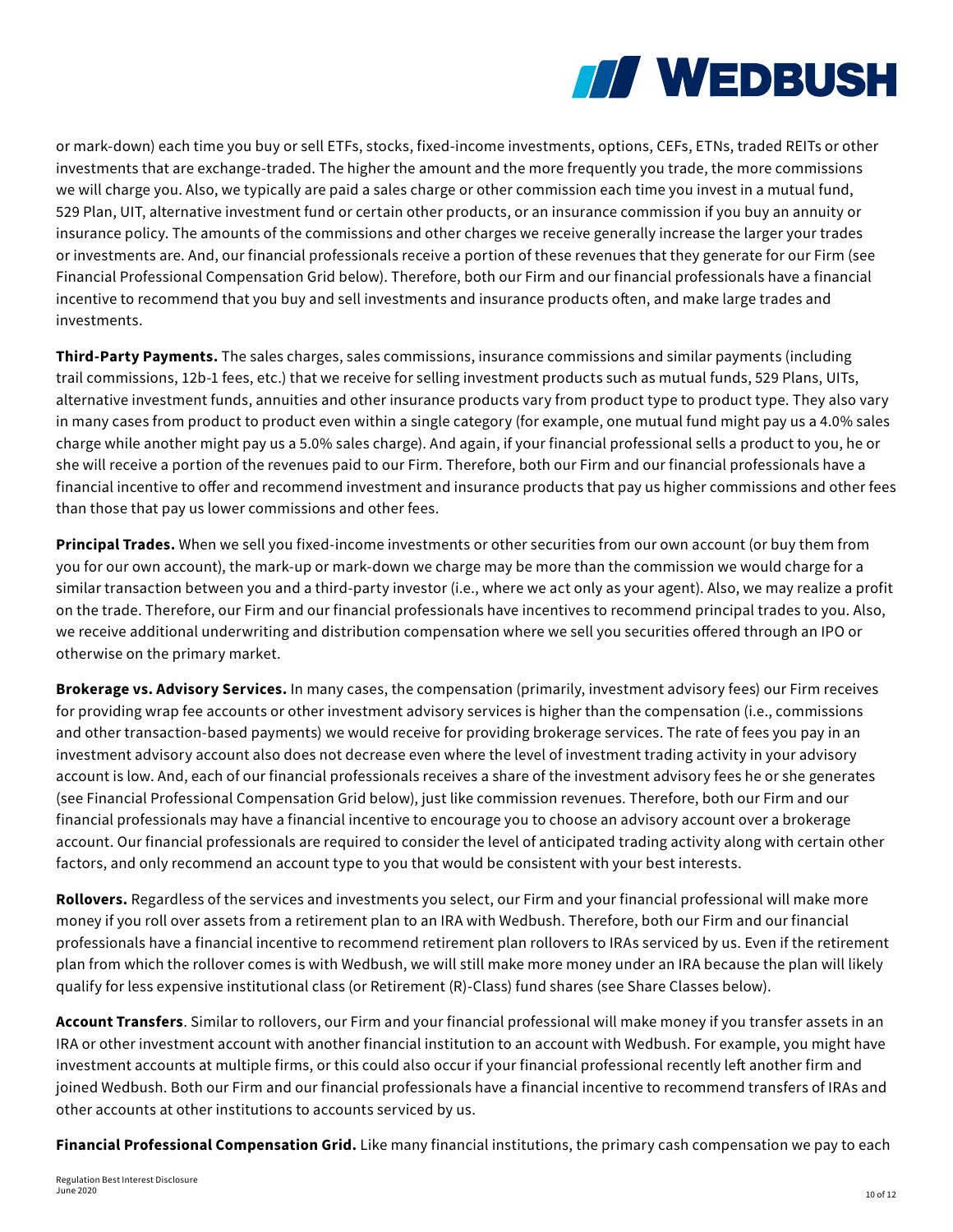or mark-down) each time you buy or sell ETFs, stocks, fixed-income investments, options, CEFs, ETNs, traded REITs or other investments that are exchange-traded. The higher the amount and the more frequently you trade, the more commissions we will charge you. Also, we typically are paid a sales charge or other commission each time you invest in a mutual fund, 529 Plan, UIT, alternative investment fund or certain other products, or an insurance commission if you buy an annuity or insurance policy. The amounts of the commissions and other charges we receive generally increase the larger your trades or investments are. And, our financial professionals receive a portion of these revenues that they generate for our Firm (see Financial Professional Compensation Grid below). Therefore, both our Firm and our financial professionals have a financial incentive to recommend that you buy and sell investments and insurance products often, and make large trades and investments.

**Third-Party Payments.** The sales charges, sales commissions, insurance commissions and similar payments (including trail commissions, 12b-1 fees, etc.) that we receive for selling investment products such as mutual funds, 529 Plans, UITs, alternative investment funds, annuities and other insurance products vary from product type to product type. They also vary in many cases from product to product even within a single category (for example, one mutual fund might pay us a 4.0% sales charge while another might pay us a 5.0% sales charge). And again, if your financial professional sells a product to you, he or she will receive a portion of the revenues paid to our Firm. Therefore, both our Firm and our financial professionals have a financial incentive to offer and recommend investment and insurance products that pay us higher commissions and other fees than those that pay us lower commissions and other fees.

**Principal Trades.** When we sell you fixed-income investments or other securities from our own account (or buy them from you for our own account), the mark-up or mark-down we charge may be more than the commission we would charge for a similar transaction between you and a third-party investor (i.e., where we act only as your agent). Also, we may realize a profit on the trade. Therefore, our Firm and our financial professionals have incentives to recommend principal trades to you. Also, we receive additional underwriting and distribution compensation where we sell you securities offered through an IPO or otherwise on the primary market.

**Brokerage vs. Advisory Services.** In many cases, the compensation (primarily, investment advisory fees) our Firm receives for providing wrap fee accounts or other investment advisory services is higher than the compensation (i.e., commissions and other transaction-based payments) we would receive for providing brokerage services. The rate of fees you pay in an investment advisory account also does not decrease even where the level of investment trading activity in your advisory account is low. And, each of our financial professionals receives a share of the investment advisory fees he or she generates (see Financial Professional Compensation Grid below), just like commission revenues. Therefore, both our Firm and our financial professionals may have a financial incentive to encourage you to choose an advisory account over a brokerage account. Our financial professionals are required to consider the level of anticipated trading activity along with certain other factors, and only recommend an account type to you that would be consistent with your best interests.

**Rollovers.** Regardless of the services and investments you select, our Firm and your financial professional will make more money if you roll over assets from a retirement plan to an IRA with Wedbush. Therefore, both our Firm and our financial professionals have a financial incentive to recommend retirement plan rollovers to IRAs serviced by us. Even if the retirement plan from which the rollover comes is with Wedbush, we will still make more money under an IRA because the plan will likely qualify for less expensive institutional class (or Retirement (R)-Class) fund shares (see Share Classes below).

**Account Transfers**. Similar to rollovers, our Firm and your financial professional will make money if you transfer assets in an IRA or other investment account with another financial institution to an account with Wedbush. For example, you might have investment accounts at multiple firms, or this could also occur if your financial professional recently left another firm and joined Wedbush. Both our Firm and our financial professionals have a financial incentive to recommend transfers of IRAs and other accounts at other institutions to accounts serviced by us.

**Financial Professional Compensation Grid.** Like many financial institutions, the primary cash compensation we pay to each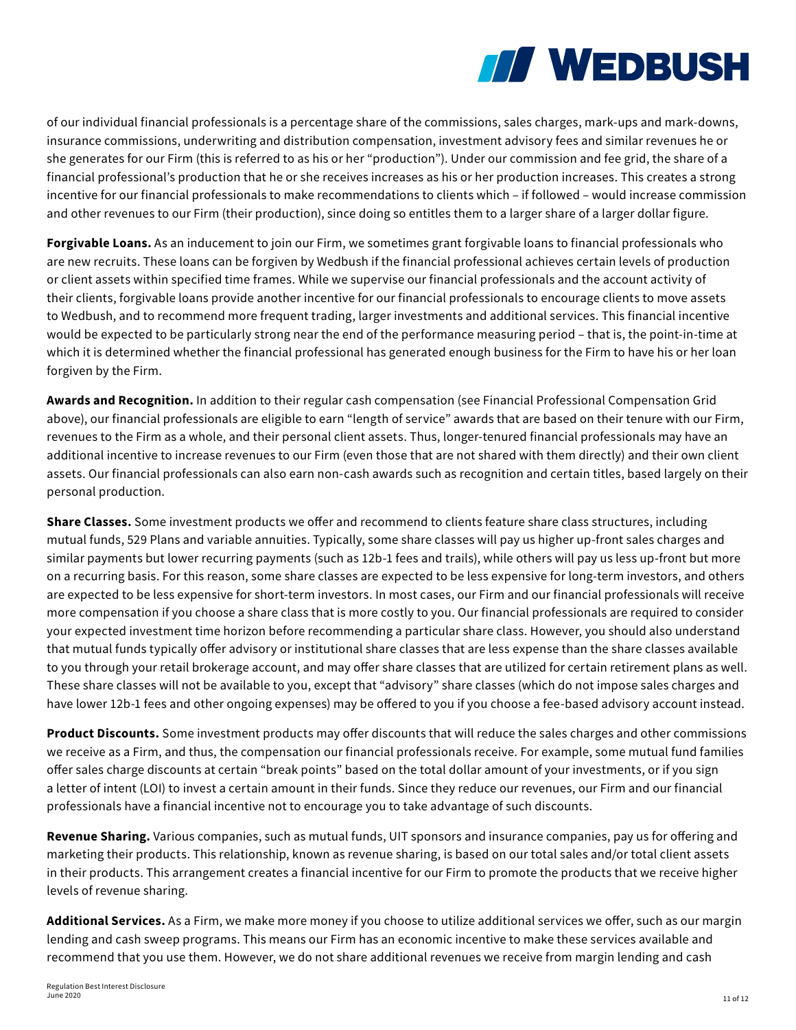of our individual financial professionals is a percentage share of the commissions, sales charges, mark-ups and mark-downs, insurance commissions, underwriting and distribution compensation, investment advisory fees and similar revenues he or she generates for our Firm (this is referred to as his or her "production"). Under our commission and fee grid, the share of a financial professional's production that he or she receives increases as his or her production increases. This creates a strong incentive for our financial professionals to make recommendations to clients which – if followed – would increase commission and other revenues to our Firm (their production), since doing so entitles them to a larger share of a larger dollar figure.

**Forgivable Loans.** As an inducement to join our Firm, we sometimes grant forgivable loans to financial professionals who are new recruits. These loans can be forgiven by Wedbush if the financial professional achieves certain levels of production or client assets within specified time frames. While we supervise our financial professionals and the account activity of their clients, forgivable loans provide another incentive for our financial professionals to encourage clients to move assets to Wedbush, and to recommend more frequent trading, larger investments and additional services. This financial incentive would be expected to be particularly strong near the end of the performance measuring period – that is, the point-in-time at which it is determined whether the financial professional has generated enough business for the Firm to have his or her loan forgiven by the Firm.

**Awards and Recognition.** In addition to their regular cash compensation (see Financial Professional Compensation Grid above), our financial professionals are eligible to earn "length of service" awards that are based on their tenure with our Firm, revenues to the Firm as a whole, and their personal client assets. Thus, longer-tenured financial professionals may have an additional incentive to increase revenues to our Firm (even those that are not shared with them directly) and their own client assets. Our financial professionals can also earn non-cash awards such as recognition and certain titles, based largely on their personal production.

**Share Classes.** Some investment products we offer and recommend to clients feature share class structures, including mutual funds, 529 Plans and variable annuities. Typically, some share classes will pay us higher up-front sales charges and similar payments but lower recurring payments (such as 12b-1 fees and trails), while others will pay us less up-front but more on a recurring basis. For this reason, some share classes are expected to be less expensive for long-term investors, and others are expected to be less expensive for short-term investors. In most cases, our Firm and our financial professionals will receive more compensation if you choose a share class that is more costly to you. Our financial professionals are required to consider your expected investment time horizon before recommending a particular share class. However, you should also understand that mutual funds typically offer advisory or institutional share classes that are less expense than the share classes available to you through your retail brokerage account, and may offer share classes that are utilized for certain retirement plans as well. These share classes will not be available to you, except that "advisory" share classes (which do not impose sales charges and have lower 12b-1 fees and other ongoing expenses) may be offered to you if you choose a fee-based advisory account instead.

**Product Discounts.** Some investment products may offer discounts that will reduce the sales charges and other commissions we receive as a Firm, and thus, the compensation our financial professionals receive. For example, some mutual fund families offer sales charge discounts at certain "break points" based on the total dollar amount of your investments, or if you sign a letter of intent (LOI) to invest a certain amount in their funds. Since they reduce our revenues, our Firm and our financial professionals have a financial incentive not to encourage you to take advantage of such discounts.

**Revenue Sharing.** Various companies, such as mutual funds, UIT sponsors and insurance companies, pay us for offering and marketing their products. This relationship, known as revenue sharing, is based on our total sales and/or total client assets in their products. This arrangement creates a financial incentive for our Firm to promote the products that we receive higher levels of revenue sharing.

**Additional Services.** As a Firm, we make more money if you choose to utilize additional services we offer, such as our margin lending and cash sweep programs. This means our Firm has an economic incentive to make these services available and recommend that you use them. However, we do not share additional revenues we receive from margin lending and cash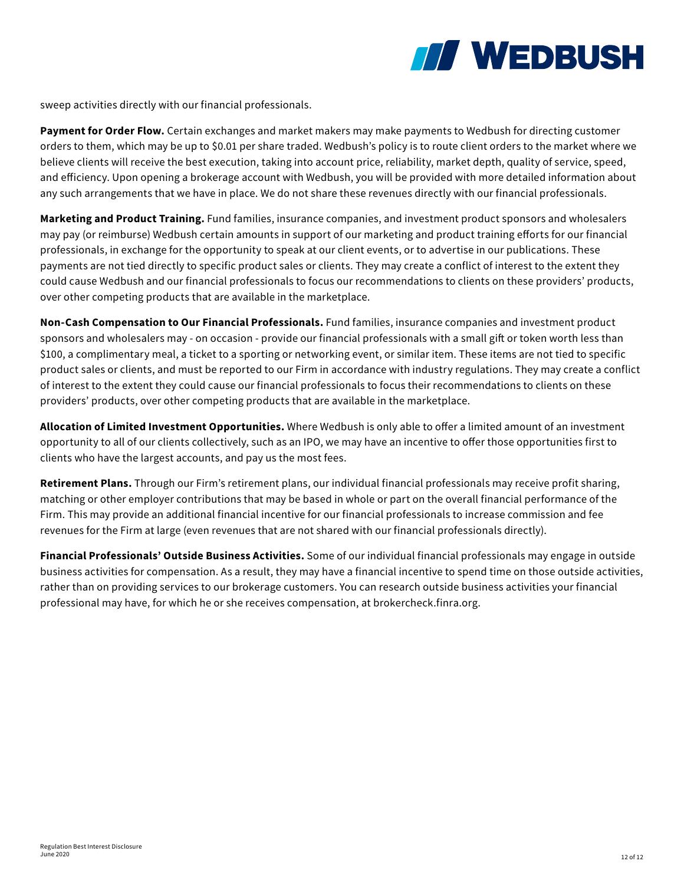sweep activities directly with our financial professionals.

**Payment for Order Flow.** Certain exchanges and market makers may make payments to Wedbush for directing customer orders to them, which may be up to $0.01 per share traded. Wedbush's policy is to route client orders to the market where we believe clients will receive the best execution, taking into account price, reliability, market depth, quality of service, speed, and efficiency. Upon opening a brokerage account with Wedbush, you will be provided with more detailed information about any such arrangements that we have in place. We do not share these revenues directly with our financial professionals.

**Marketing and Product Training.** Fund families, insurance companies, and investment product sponsors and wholesalers may pay (or reimburse) Wedbush certain amounts in support of our marketing and product training efforts for our financial professionals, in exchange for the opportunity to speak at our client events, or to advertise in our publications. These payments are not tied directly to specific product sales or clients. They may create a conflict of interest to the extent they could cause Wedbush and our financial professionals to focus our recommendations to clients on these providers' products, over other competing products that are available in the marketplace.

**Non-Cash Compensation to Our Financial Professionals.** Fund families, insurance companies and investment product sponsors and wholesalers may - on occasion - provide our financial professionals with a small gift or token worth less than $100, a complimentary meal, a ticket to a sporting or networking event, or similar item. These items are not tied to specific product sales or clients, and must be reported to our Firm in accordance with industry regulations. They may create a conflict of interest to the extent they could cause our financial professionals to focus their recommendations to clients on these providers' products, over other competing products that are available in the marketplace.

**Allocation of Limited Investment Opportunities.** Where Wedbush is only able to offer a limited amount of an investment opportunity to all of our clients collectively, such as an IPO, we may have an incentive to offer those opportunities first to clients who have the largest accounts, and pay us the most fees.

**Retirement Plans.** Through our Firm's retirement plans, our individual financial professionals may receive profit sharing, matching or other employer contributions that may be based in whole or part on the overall financial performance of the Firm. This may provide an additional financial incentive for our financial professionals to increase commission and fee revenues for the Firm at large (even revenues that are not shared with our financial professionals directly).

**Financial Professionals' Outside Business Activities.** Some of our individual financial professionals may engage in outside business activities for compensation. As a result, they may have a financial incentive to spend time on those outside activities, rather than on providing services to our brokerage customers. You can research outside business activities your financial professional may have, for which he or she receives compensation, at brokercheck.finra.org.